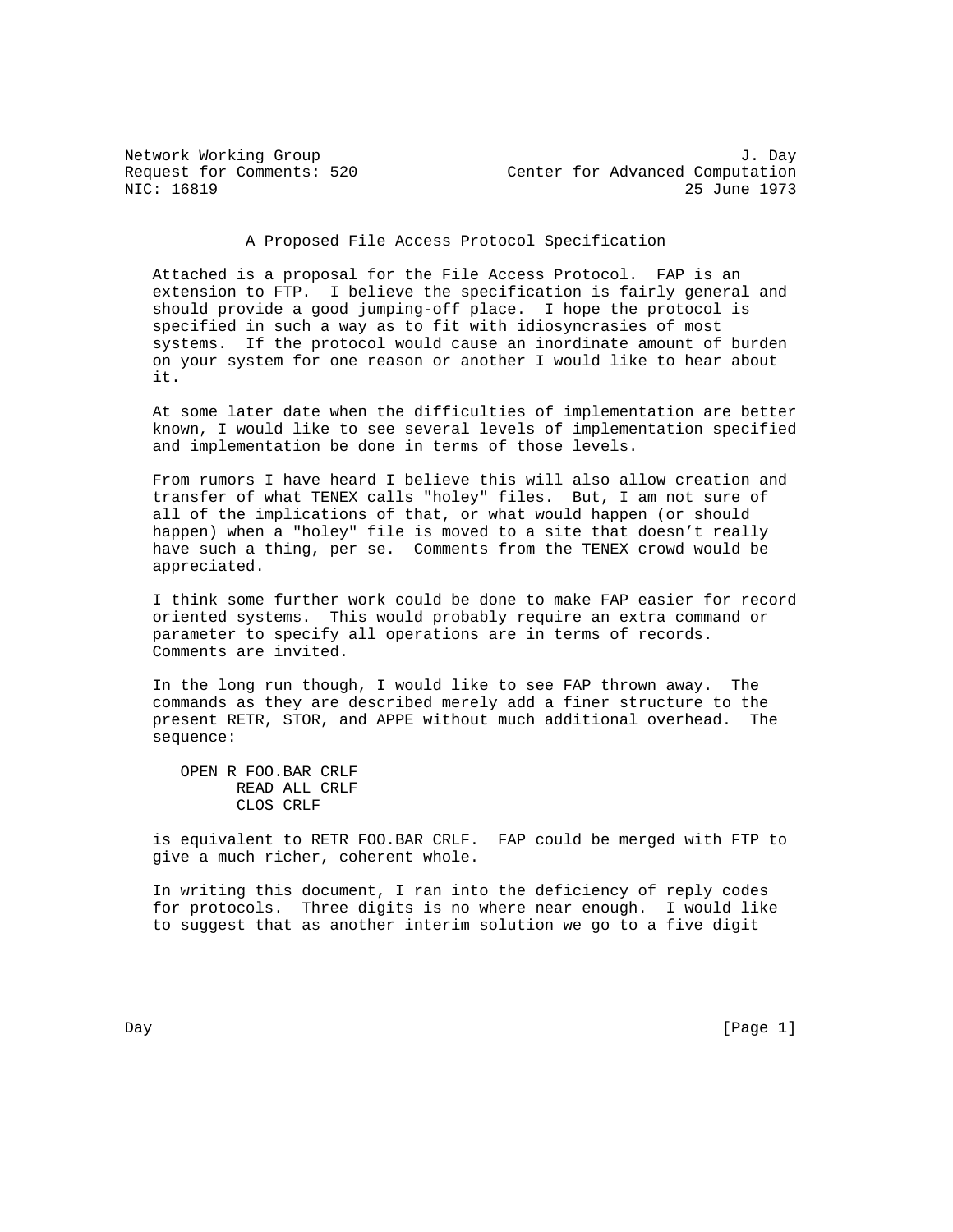Network Working Group J. Day
Request for Comments: 520 Center for Advanced Computation
NIC: 16819 25 June 1973

# A Proposed File Access Protocol Specification

Attached is a proposal for the File Access Protocol. FAP is an extension to FTP. I believe the specification is fairly general and should provide a good jumping-off place. I hope the protocol is specified in such a way as to fit with idiosyncrasies of most systems. If the protocol would cause an inordinate amount of burden on your system for one reason or another I would like to hear about it.

At some later date when the difficulties of implementation are better known, I would like to see several levels of implementation specified and implementation be done in terms of those levels.

From rumors I have heard I believe this will also allow creation and transfer of what TENEX calls "holey" files. But, I am not sure of all of the implications of that, or what would happen (or should happen) when a "holey" file is moved to a site that doesn't really have such a thing, per se. Comments from the TENEX crowd would be appreciated.

I think some further work could be done to make FAP easier for record oriented systems. This would probably require an extra command or parameter to specify all operations are in terms of records. Comments are invited.

In the long run though, I would like to see FAP thrown away. The commands as they are described merely add a finer structure to the present RETR, STOR, and APPE without much additional overhead. The sequence:

```
OPEN R FOO.BAR CRLF
      READ ALL CRLF
      CLOS CRLF
```

is equivalent to RETR FOO.BAR CRLF. FAP could be merged with FTP to give a much richer, coherent whole.

In writing this document, I ran into the deficiency of reply codes for protocols. Three digits is no where near enough. I would like to suggest that as another interim solution we go to a five digit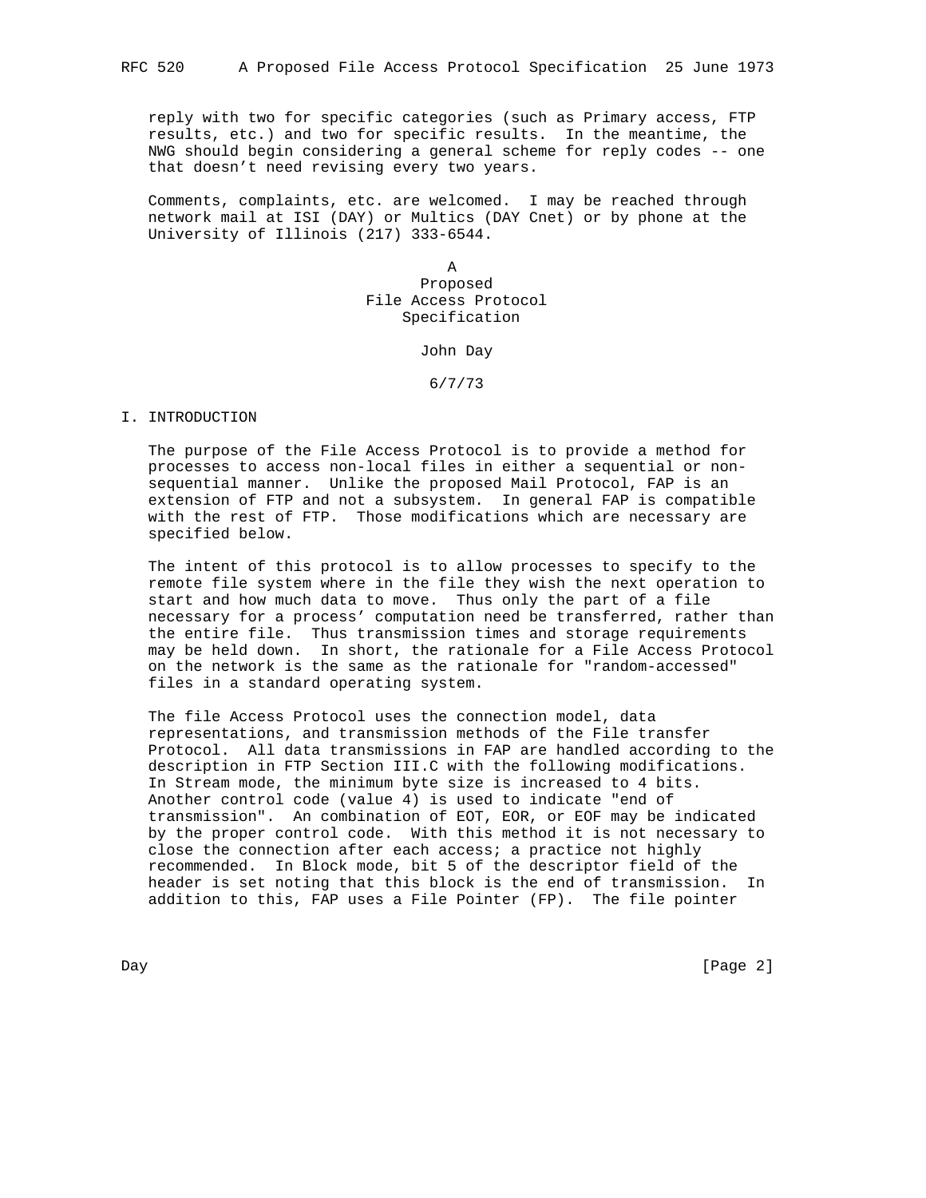reply with two for specific categories (such as Primary access, FTP results, etc.) and two for specific results. In the meantime, the NWG should begin considering a general scheme for reply codes -- one that doesn't need revising every two years.

Comments, complaints, etc. are welcomed. I may be reached through network mail at ISI (DAY) or Multics (DAY Cnet) or by phone at the University of Illinois (217) 333-6544.

A
Proposed
File Access Protocol
Specification

John Day

6/7/73

# I. INTRODUCTION

The purpose of the File Access Protocol is to provide a method for processes to access non-local files in either a sequential or non-sequential manner. Unlike the proposed Mail Protocol, FAP is an extension of FTP and not a subsystem. In general FAP is compatible with the rest of FTP. Those modifications which are necessary are specified below.

The intent of this protocol is to allow processes to specify to the remote file system where in the file they wish the next operation to start and how much data to move. Thus only the part of a file necessary for a process' computation need be transferred, rather than the entire file. Thus transmission times and storage requirements may be held down. In short, the rationale for a File Access Protocol on the network is the same as the rationale for "random-accessed" files in a standard operating system.

The file Access Protocol uses the connection model, data representations, and transmission methods of the File transfer Protocol. All data transmissions in FAP are handled according to the description in FTP Section III.C with the following modifications. In Stream mode, the minimum byte size is increased to 4 bits. Another control code (value 4) is used to indicate "end of transmission". An combination of EOT, EOR, or EOF may be indicated by the proper control code. With this method it is not necessary to close the connection after each access; a practice not highly recommended. In Block mode, bit 5 of the descriptor field of the header is set noting that this block is the end of transmission. In addition to this, FAP uses a File Pointer (FP). The file pointer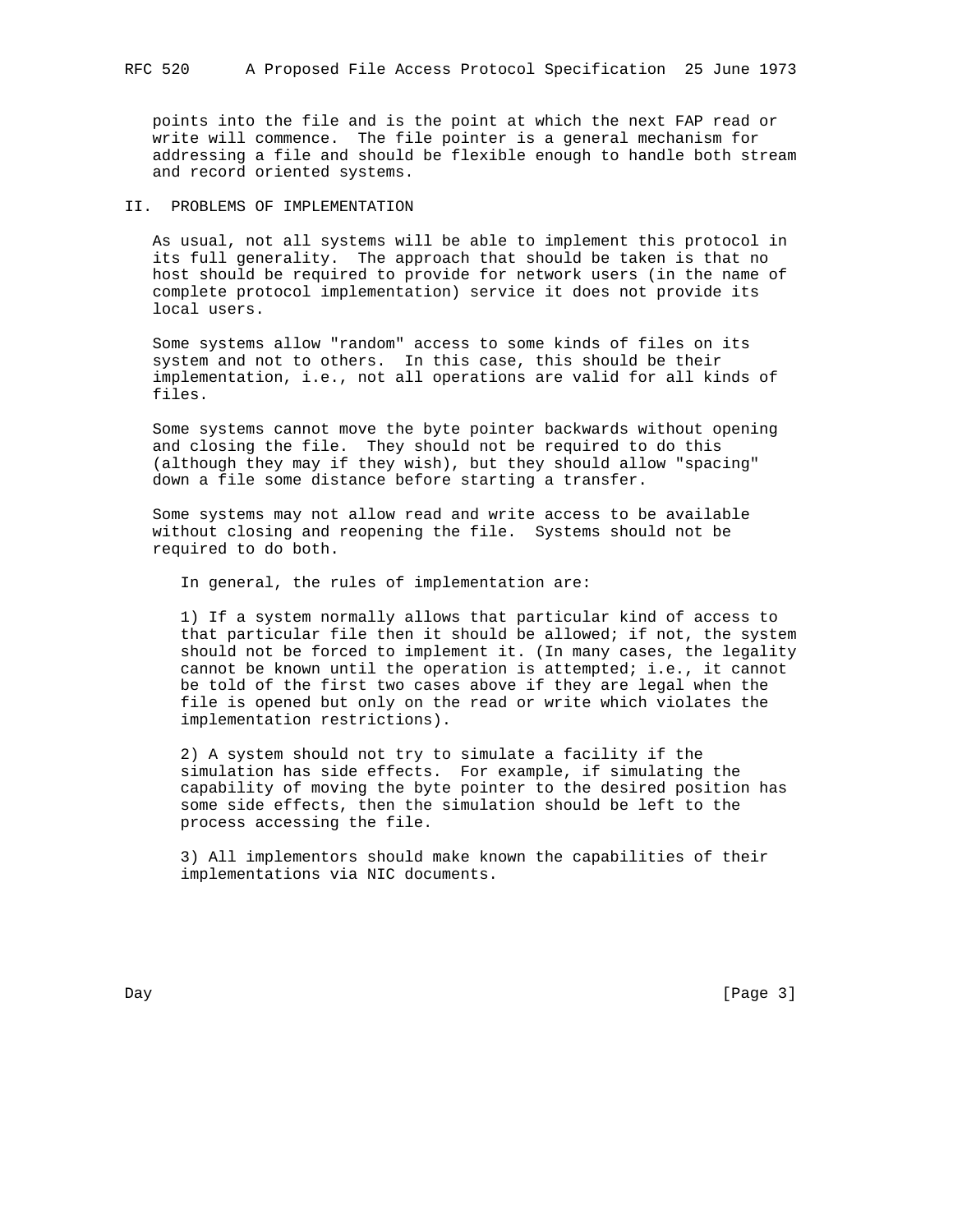points into the file and is the point at which the next FAP read or write will commence. The file pointer is a general mechanism for addressing a file and should be flexible enough to handle both stream and record oriented systems.

## II. PROBLEMS OF IMPLEMENTATION

As usual, not all systems will be able to implement this protocol in its full generality. The approach that should be taken is that no host should be required to provide for network users (in the name of complete protocol implementation) service it does not provide its local users.

Some systems allow "random" access to some kinds of files on its system and not to others. In this case, this should be their implementation, i.e., not all operations are valid for all kinds of files.

Some systems cannot move the byte pointer backwards without opening and closing the file. They should not be required to do this (although they may if they wish), but they should allow "spacing" down a file some distance before starting a transfer.

Some systems may not allow read and write access to be available without closing and reopening the file. Systems should not be required to do both.

In general, the rules of implementation are:

1) If a system normally allows that particular kind of access to that particular file then it should be allowed; if not, the system should not be forced to implement it. (In many cases, the legality cannot be known until the operation is attempted; i.e., it cannot be told of the first two cases above if they are legal when the file is opened but only on the read or write which violates the implementation restrictions).

2) A system should not try to simulate a facility if the simulation has side effects. For example, if simulating the capability of moving the byte pointer to the desired position has some side effects, then the simulation should be left to the process accessing the file.

3) All implementors should make known the capabilities of their implementations via NIC documents.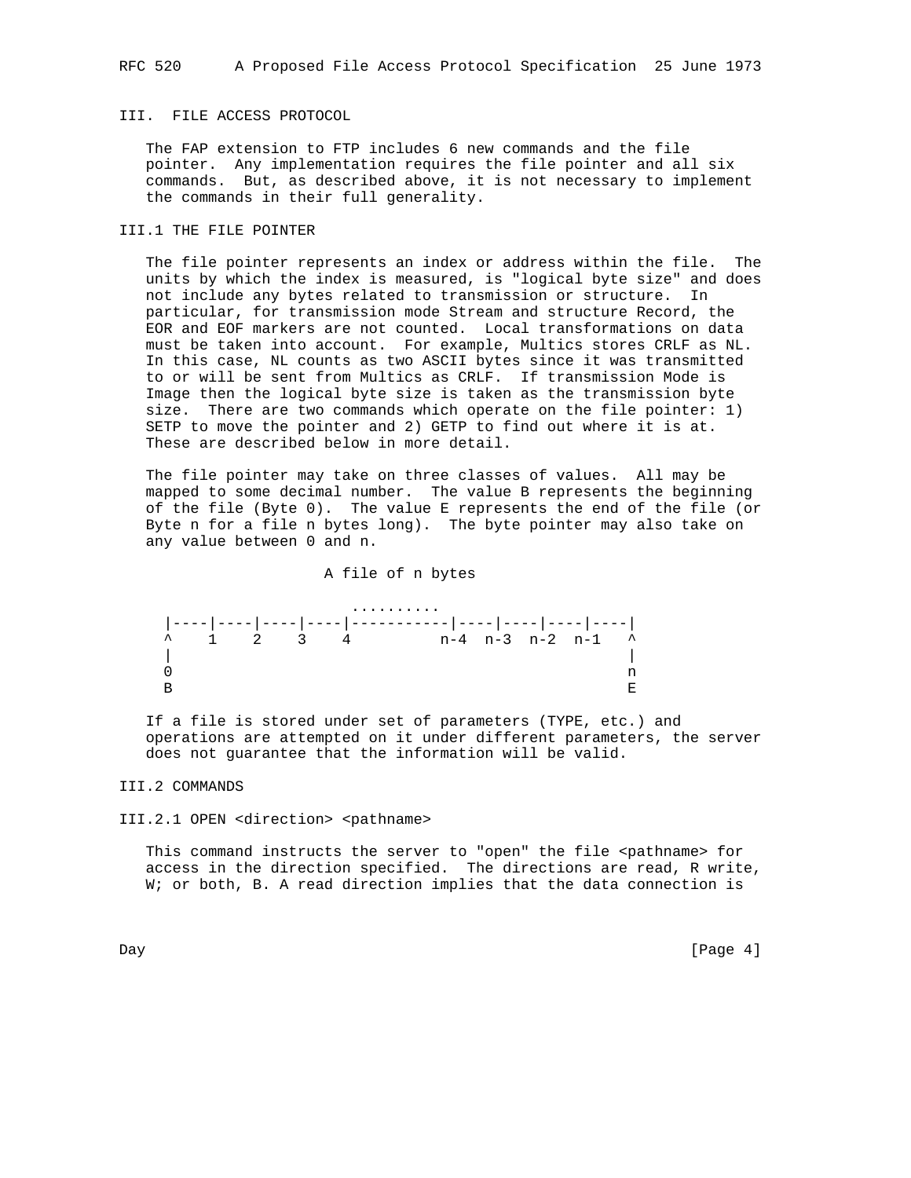## III. FILE ACCESS PROTOCOL

The FAP extension to FTP includes 6 new commands and the file pointer. Any implementation requires the file pointer and all six commands. But, as described above, it is not necessary to implement the commands in their full generality.

### III.1 THE FILE POINTER

The file pointer represents an index or address within the file. The units by which the index is measured, is "logical byte size" and does not include any bytes related to transmission or structure. In particular, for transmission mode Stream and structure Record, the EOR and EOF markers are not counted. Local transformations on data must be taken into account. For example, Multics stores CRLF as NL. In this case, NL counts as two ASCII bytes since it was transmitted to or will be sent from Multics as CRLF. If transmission Mode is Image then the logical byte size is taken as the transmission byte size. There are two commands which operate on the file pointer: 1) SETP to move the pointer and 2) GETP to find out where it is at. These are described below in more detail.

The file pointer may take on three classes of values. All may be mapped to some decimal number. The value B represents the beginning of the file (Byte 0). The value E represents the end of the file (or Byte n for a file n bytes long). The byte pointer may also take on any value between 0 and n.

```
                      A file of n bytes

                         ..........
  |----|----|----|----|-----------|----|----|----|----|
  ^    1    2    3    4          n-4  n-3  n-2  n-1   ^
  |                                                   |
  0                                                   n
  B                                                   E
```

If a file is stored under set of parameters (TYPE, etc.) and operations are attempted on it under different parameters, the server does not guarantee that the information will be valid.

### III.2 COMMANDS

#### III.2.1 OPEN <direction> <pathname>

This command instructs the server to "open" the file <pathname> for access in the direction specified. The directions are read, R write, W; or both, B. A read direction implies that the data connection is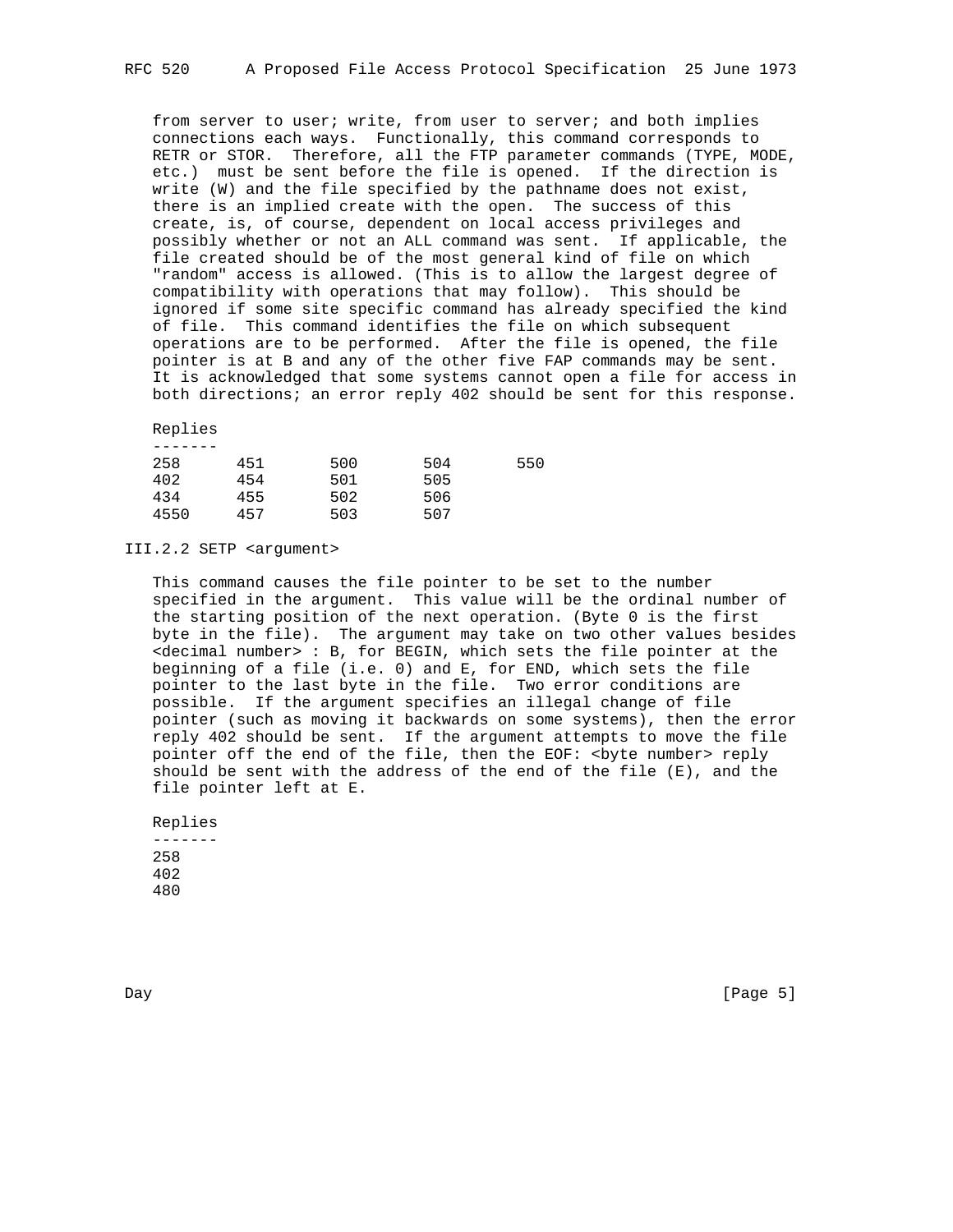from server to user; write, from user to server; and both implies connections each ways. Functionally, this command corresponds to RETR or STOR. Therefore, all the FTP parameter commands (TYPE, MODE, etc.) must be sent before the file is opened. If the direction is write (W) and the file specified by the pathname does not exist, there is an implied create with the open. The success of this create, is, of course, dependent on local access privileges and possibly whether or not an ALL command was sent. If applicable, the file created should be of the most general kind of file on which "random" access is allowed. (This is to allow the largest degree of compatibility with operations that may follow). This should be ignored if some site specific command has already specified the kind of file. This command identifies the file on which subsequent operations are to be performed. After the file is opened, the file pointer is at B and any of the other five FAP commands may be sent. It is acknowledged that some systems cannot open a file for access in both directions; an error reply 402 should be sent for this response.

```
Replies
-------
258     451       500       504       550
402     454       501       505
434     455       502       506
4550    457       503       507
```

### III.2.2 SETP <argument>

This command causes the file pointer to be set to the number specified in the argument. This value will be the ordinal number of the starting position of the next operation. (Byte 0 is the first byte in the file). The argument may take on two other values besides <decimal number> : B, for BEGIN, which sets the file pointer at the beginning of a file (i.e. 0) and E, for END, which sets the file pointer to the last byte in the file. Two error conditions are possible. If the argument specifies an illegal change of file pointer (such as moving it backwards on some systems), then the error reply 402 should be sent. If the argument attempts to move the file pointer off the end of the file, then the EOF: <byte number> reply should be sent with the address of the end of the file (E), and the file pointer left at E.

```
Replies
-------
258
402
480
```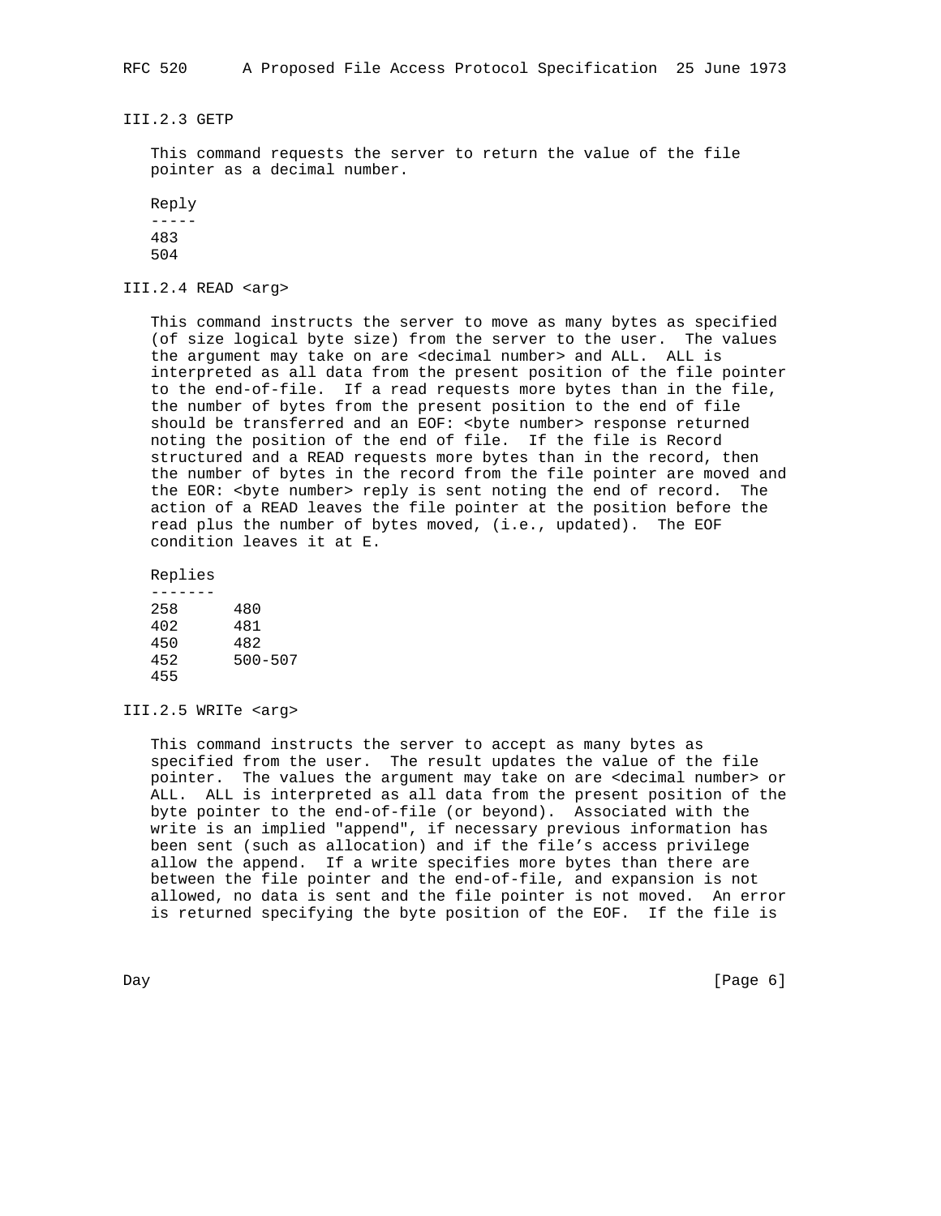### III.2.3 GETP

This command requests the server to return the value of the file pointer as a decimal number.

Reply

-----

483
504

### III.2.4 READ <arg>

This command instructs the server to move as many bytes as specified (of size logical byte size) from the server to the user. The values the argument may take on are <decimal number> and ALL. ALL is interpreted as all data from the present position of the file pointer to the end-of-file. If a read requests more bytes than in the file, the number of bytes from the present position to the end of file should be transferred and an EOF: <byte number> response returned noting the position of the end of file. If the file is Record structured and a READ requests more bytes than in the record, then the number of bytes in the record from the file pointer are moved and the EOR: <byte number> reply is sent noting the end of record. The action of a READ leaves the file pointer at the position before the read plus the number of bytes moved, (i.e., updated). The EOF condition leaves it at E.

Replies

-------

```
258      480
402      481
450      482
452      500-507
455
```

### III.2.5 WRITe <arg>

This command instructs the server to accept as many bytes as specified from the user. The result updates the value of the file pointer. The values the argument may take on are <decimal number> or ALL. ALL is interpreted as all data from the present position of the byte pointer to the end-of-file (or beyond). Associated with the write is an implied "append", if necessary previous information has been sent (such as allocation) and if the file's access privilege allow the append. If a write specifies more bytes than there are between the file pointer and the end-of-file, and expansion is not allowed, no data is sent and the file pointer is not moved. An error is returned specifying the byte position of the EOF. If the file is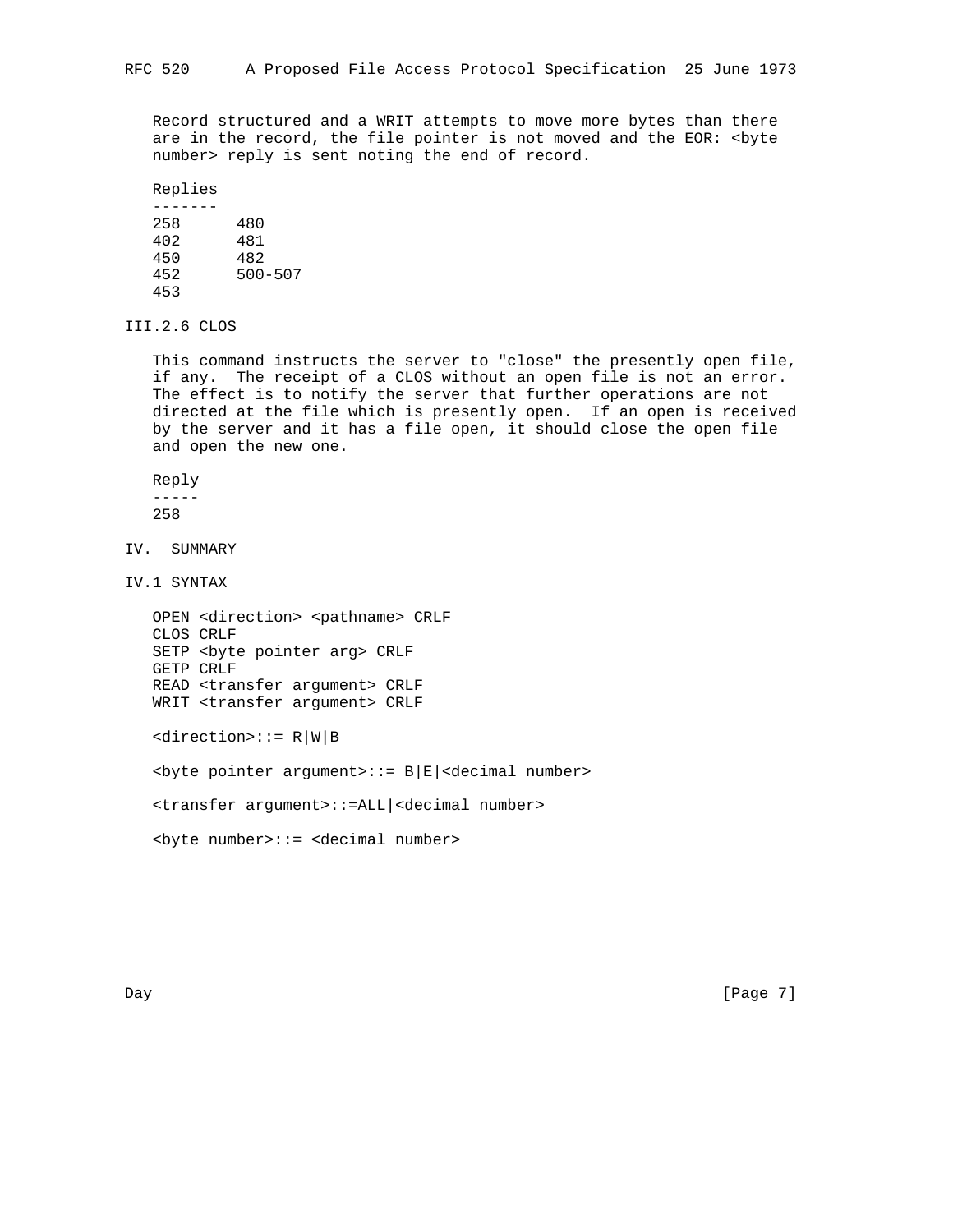Record structured and a WRIT attempts to move more bytes than there are in the record, the file pointer is not moved and the EOR: <byte number> reply is sent noting the end of record.

Replies

| | |
|---|---|
| 258 | 480 |
| 402 | 481 |
| 450 | 482 |
| 452 | 500-507 |
| 453 | |

### III.2.6 CLOS

This command instructs the server to "close" the presently open file, if any. The receipt of a CLOS without an open file is not an error. The effect is to notify the server that further operations are not directed at the file which is presently open. If an open is received by the server and it has a file open, it should close the open file and open the new one.

Reply

258

## IV. SUMMARY

### IV.1 SYNTAX

```
OPEN <direction> <pathname> CRLF
CLOS CRLF
SETP <byte pointer arg> CRLF
GETP CRLF
READ <transfer argument> CRLF
WRIT <transfer argument> CRLF

<direction>::= R|W|B

<byte pointer argument>::= B|E|<decimal number>

<transfer argument>::=ALL|<decimal number>

<byte number>::= <decimal number>
```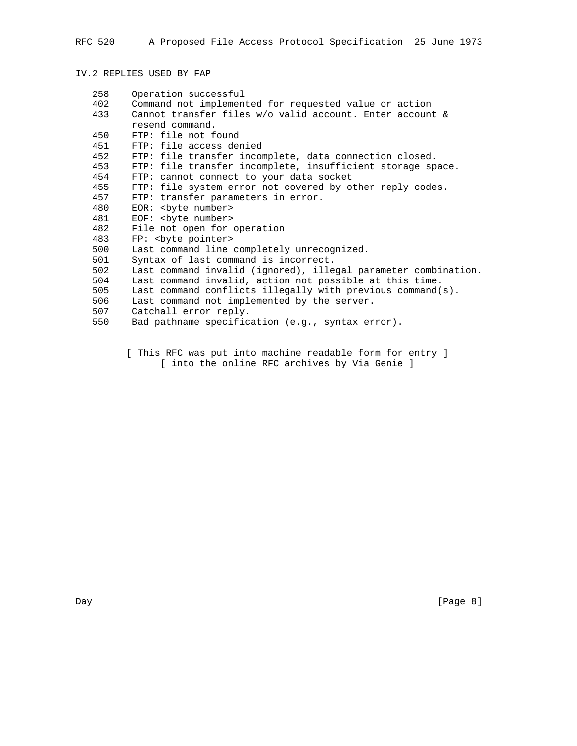## IV.2 REPLIES USED BY FAP

| | |
|---|---|
| 258 | Operation successful |
| 402 | Command not implemented for requested value or action |
| 433 | Cannot transfer files w/o valid account. Enter account & resend command. |
| 450 | FTP: file not found |
| 451 | FTP: file access denied |
| 452 | FTP: file transfer incomplete, data connection closed. |
| 453 | FTP: file transfer incomplete, insufficient storage space. |
| 454 | FTP: cannot connect to your data socket |
| 455 | FTP: file system error not covered by other reply codes. |
| 457 | FTP: transfer parameters in error. |
| 480 | EOR: <byte number> |
| 481 | EOF: <byte number> |
| 482 | File not open for operation |
| 483 | FP: <byte pointer> |
| 500 | Last command line completely unrecognized. |
| 501 | Syntax of last command is incorrect. |
| 502 | Last command invalid (ignored), illegal parameter combination. |
| 504 | Last command invalid, action not possible at this time. |
| 505 | Last command conflicts illegally with previous command(s). |
| 506 | Last command not implemented by the server. |
| 507 | Catchall error reply. |
| 550 | Bad pathname specification (e.g., syntax error). |

[ This RFC was put into machine readable form for entry ]
[ into the online RFC archives by Via Genie ]